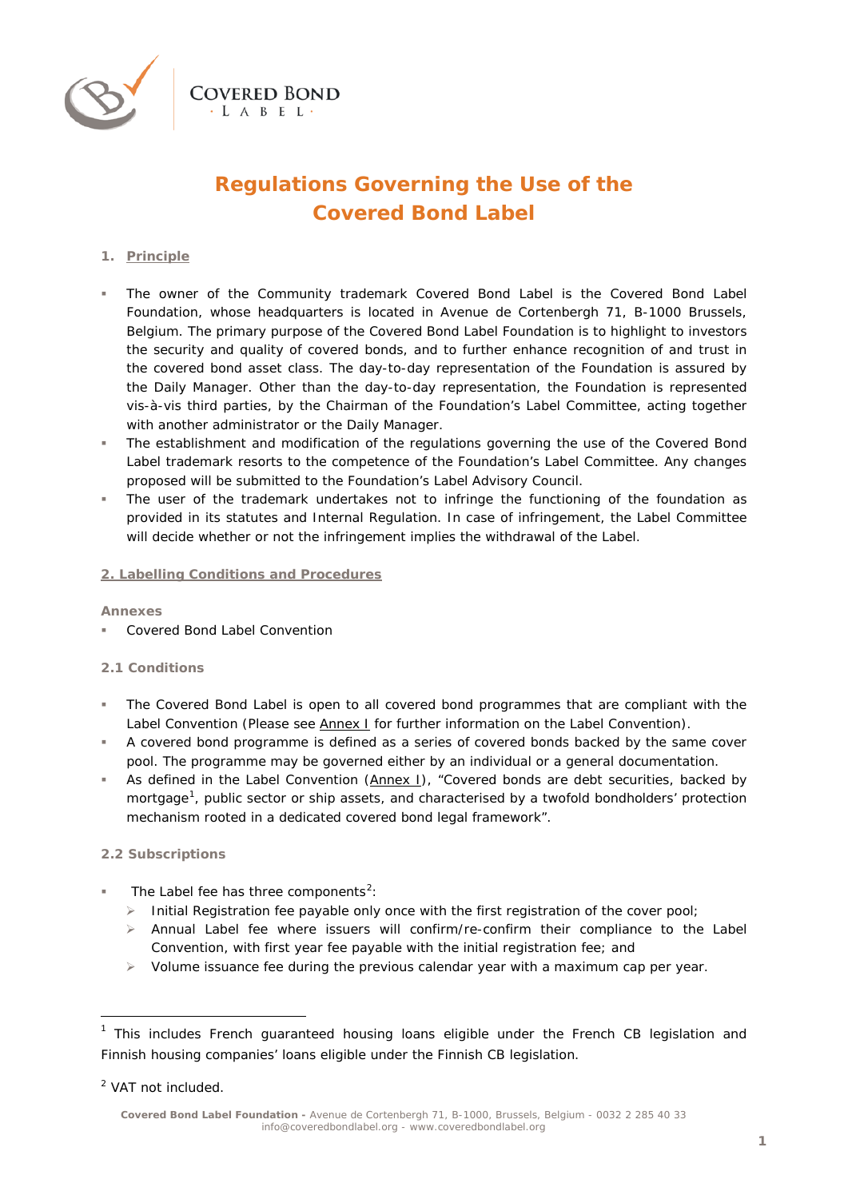# Regulations Governing the Use of the Covered Bond Label

## 1. Principle

- The owner of the Community trademark Covered Bond Label is the Covered Bond Label Foundation, whose headquarters is located in Avenue de Cortenbergh 71, B-1000 Brussels, Belgium. The primary purpose of the Covered Bond Label Foundation is to highlight to investors the security and quality of covered bonds, and to further enhance recognition of and trust in the covered bond asset class. The day-to-day representation of the Foundation is assured by the Daily Manager. Other than the day-to-day representation, the Foundation is represented vis-à-vis third parties, by the Chairman of the Foundation's Label Committee, acting together with another administrator or the Daily Manager.
- The establishment and modification of the regulations governing the use of the Covered Bond Label trademark resorts to the competence of the Foundation's Label Committee. Any changes proposed will be submitted to the Foundation's Label Advisory Council.
- The user of the trademark undertakes not to infringe the functioning of the foundation as provided in its statutes and Internal Regulation. In case of infringement, the Label Committee will decide whether or not the infringement implies the withdrawal of the Label.

## 2. Labelling Conditions and Procedures

**Annexes**

- Covered Bond Label Convention

### 2.1 Conditions

- The Covered Bond Label is open to all covered bond programmes that are compliant with the Label Convention (Please see Annex I for further information on the Label Convention).
- A covered bond programme is defined as a series of covered bonds backed by the same cover pool. The programme may be governed either by an individual or a general documentation.
- As defined in the Label Convention (Annex I), "Covered bonds are debt securities, backed by mortgage[1], public sector or ship assets, and characterised by a twofold bondholders' protection mechanism rooted in a dedicated covered bond legal framework".

### 2.2 Subscriptions

- The Label fee has three components[2]:
  - Initial Registration fee payable only once with the first registration of the cover pool;
  - Annual Label fee where issuers will confirm/re-confirm their compliance to the Label Convention, with first year fee payable with the initial registration fee; and
  - Volume issuance fee during the previous calendar year with a maximum cap per year.

---

[1] This includes French guaranteed housing loans eligible under the French CB legislation and Finnish housing companies' loans eligible under the Finnish CB legislation.

[2] VAT not included.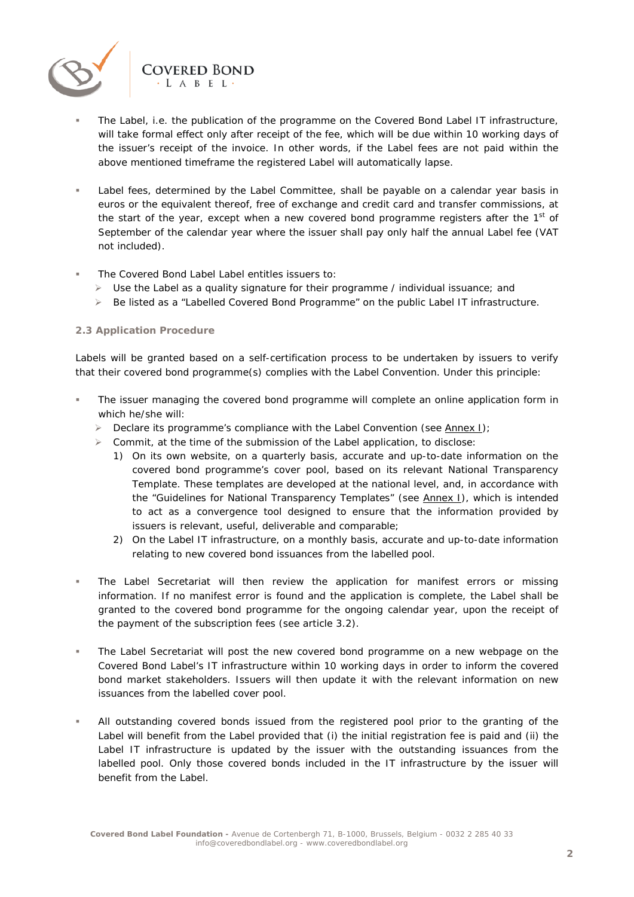- The Label, i.e. the publication of the programme on the Covered Bond Label IT infrastructure, will take formal effect only after receipt of the fee, which will be due within 10 working days of the issuer's receipt of the invoice. In other words, if the Label fees are not paid within the above mentioned timeframe the registered Label will automatically lapse.

- Label fees, determined by the Label Committee, shall be payable on a calendar year basis in euros or the equivalent thereof, free of exchange and credit card and transfer commissions, at the start of the year, except when a new covered bond programme registers after the 1st of September of the calendar year where the issuer shall pay only half the annual Label fee (VAT not included).

- The Covered Bond Label Label entitles issuers to:
  - Use the Label as a quality signature for their programme / individual issuance; and
  - Be listed as a "Labelled Covered Bond Programme" on the public Label IT infrastructure.

### 2.3 Application Procedure

Labels will be granted based on a self-certification process to be undertaken by issuers to verify that their covered bond programme(s) complies with the Label Convention. Under this principle:

- The issuer managing the covered bond programme will complete an online application form in which he/she will:
  - Declare its programme's compliance with the Label Convention (see Annex I);
  - Commit, at the time of the submission of the Label application, to disclose:
    1) On its own website, on a quarterly basis, accurate and up-to-date information on the covered bond programme's cover pool, based on its relevant National Transparency Template. These templates are developed at the national level, and, in accordance with the "Guidelines for National Transparency Templates" (see Annex I), which is intended to act as a convergence tool designed to ensure that the information provided by issuers is relevant, useful, deliverable and comparable;
    2) On the Label IT infrastructure, on a monthly basis, accurate and up-to-date information relating to new covered bond issuances from the labelled pool.

- The Label Secretariat will then review the application for manifest errors or missing information. If no manifest error is found and the application is complete, the Label shall be granted to the covered bond programme for the ongoing calendar year, upon the receipt of the payment of the subscription fees (see article 3.2).

- The Label Secretariat will post the new covered bond programme on a new webpage on the Covered Bond Label's IT infrastructure within 10 working days in order to inform the covered bond market stakeholders. Issuers will then update it with the relevant information on new issuances from the labelled cover pool.

- All outstanding covered bonds issued from the registered pool prior to the granting of the Label will benefit from the Label provided that (i) the initial registration fee is paid and (ii) the Label IT infrastructure is updated by the issuer with the outstanding issuances from the labelled pool. Only those covered bonds included in the IT infrastructure by the issuer will benefit from the Label.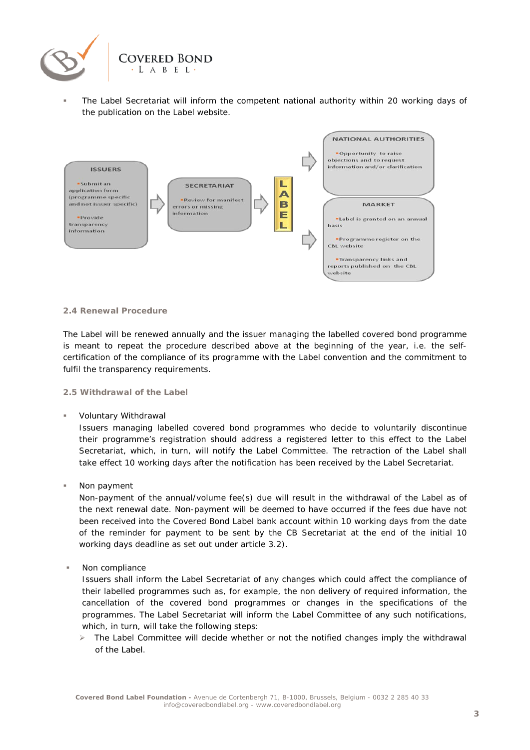- The Label Secretariat will inform the competent national authority within 20 working days of the publication on the Label website.

ISSUERS
- Submit an application form (programme specific and not issuer specific)
- Provide transparency information

SECRETARIAT
- Review for manifest errors or missing information

LABEL

NATIONAL AUTHORITIES
- Opportunity to raise objections and to request information and/or clarification

MARKET
- Label is granted on an annual basis
- Programme register on the CBL website
- Transparency links and reports published on the CBL website

**2.4 Renewal Procedure**

The Label will be renewed annually and the issuer managing the labelled covered bond programme is meant to repeat the procedure described above at the beginning of the year, i.e. the self-certification of the compliance of its programme with the Label convention and the commitment to fulfil the transparency requirements.

**2.5 Withdrawal of the Label**

- Voluntary Withdrawal
  Issuers managing labelled covered bond programmes who decide to voluntarily discontinue their programme's registration should address a registered letter to this effect to the Label Secretariat, which, in turn, will notify the Label Committee. The retraction of the Label shall take effect 10 working days after the notification has been received by the Label Secretariat.

- Non payment
  Non-payment of the annual/volume fee(s) due will result in the withdrawal of the Label as of the next renewal date. Non-payment will be deemed to have occurred if the fees due have not been received into the Covered Bond Label bank account within 10 working days from the date of the reminder for payment to be sent by the CB Secretariat at the end of the initial 10 working days deadline as set out under article 3.2).

- Non compliance
  Issuers shall inform the Label Secretariat of any changes which could affect the compliance of their labelled programmes such as, for example, the non delivery of required information, the cancellation of the covered bond programmes or changes in the specifications of the programmes. The Label Secretariat will inform the Label Committee of any such notifications, which, in turn, will take the following steps:
  - The Label Committee will decide whether or not the notified changes imply the withdrawal of the Label.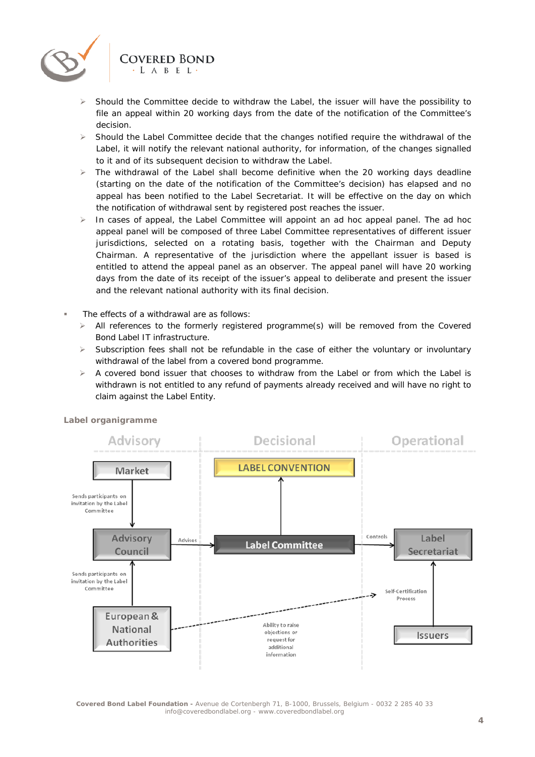- Should the Committee decide to withdraw the Label, the issuer will have the possibility to file an appeal within 20 working days from the date of the notification of the Committee's decision.
- Should the Label Committee decide that the changes notified require the withdrawal of the Label, it will notify the relevant national authority, for information, of the changes signalled to it and of its subsequent decision to withdraw the Label.
- The withdrawal of the Label shall become definitive when the 20 working days deadline (starting on the date of the notification of the Committee's decision) has elapsed and no appeal has been notified to the Label Secretariat. It will be effective on the day on which the notification of withdrawal sent by registered post reaches the issuer.
- In cases of appeal, the Label Committee will appoint an ad hoc appeal panel. The ad hoc appeal panel will be composed of three Label Committee representatives of different issuer jurisdictions, selected on a rotating basis, together with the Chairman and Deputy Chairman. A representative of the jurisdiction where the appellant issuer is based is entitled to attend the appeal panel as an observer. The appeal panel will have 20 working days from the date of its receipt of the issuer's appeal to deliberate and present the issuer and the relevant national authority with its final decision.

- The effects of a withdrawal are as follows:
  - All references to the formerly registered programme(s) will be removed from the Covered Bond Label IT infrastructure.
  - Subscription fees shall not be refundable in the case of either the voluntary or involuntary withdrawal of the label from a covered bond programme.
  - A covered bond issuer that chooses to withdraw from the Label or from which the Label is withdrawn is not entitled to any refund of payments already received and will have no right to claim against the Label Entity.

**Label organigramme**

Advisory | Decisional | Operational

- Market → (Sends participants on invitation by the Label Committee) → Advisory Council
- European & National Authorities → (Sends participants on invitation by the Label Committee) → Advisory Council
- Advisory Council → (Advises) → Label Committee
- Label Committee → LABEL CONVENTION
- Label Committee → (Controls) → Label Secretariat
- Issuers → Label Secretariat
- European & National Authorities → (Ability to raise objections or request for additional information) → Self-Certification Process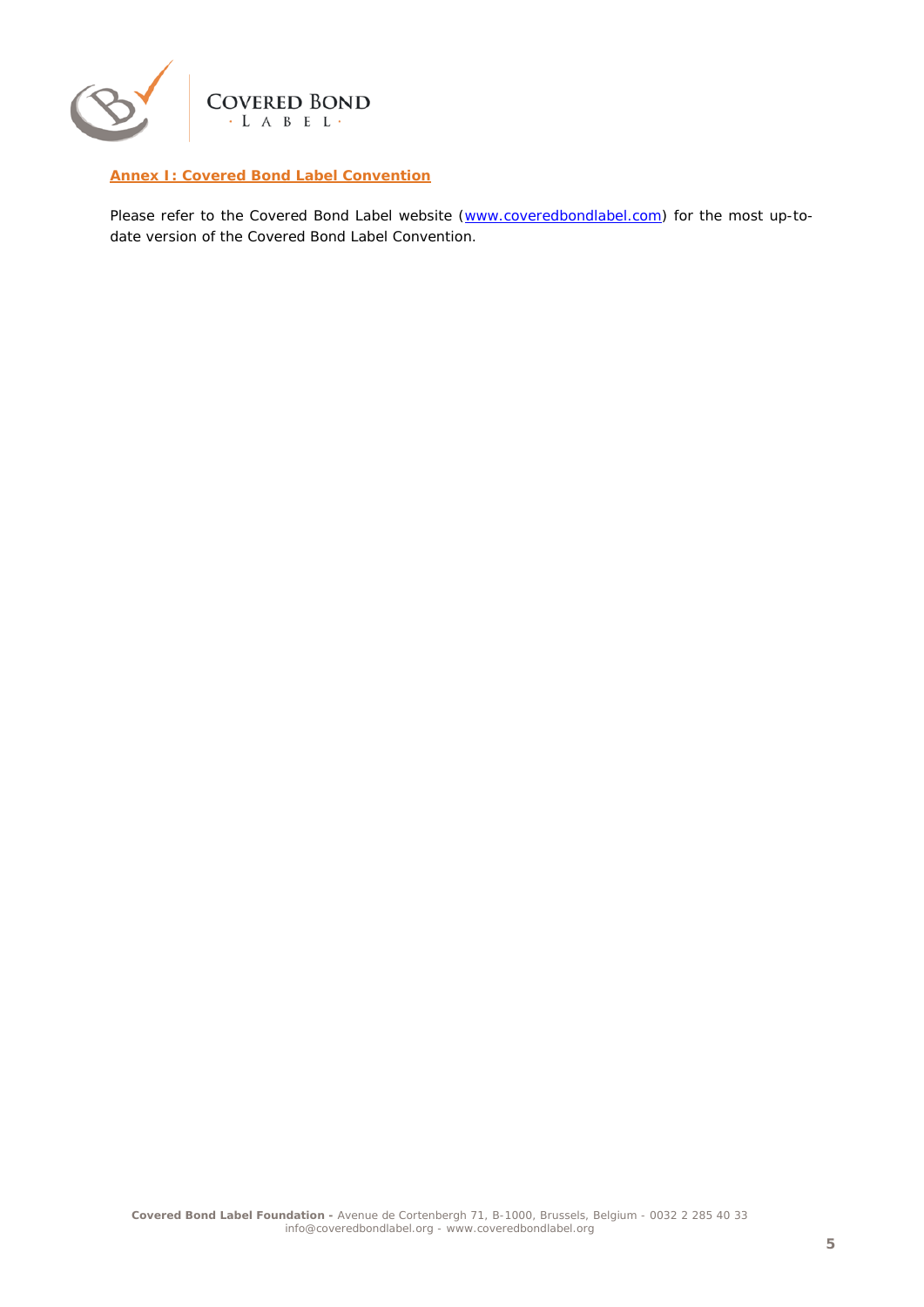## Annex I: Covered Bond Label Convention

Please refer to the Covered Bond Label website (www.coveredbondlabel.com) for the most up-to-date version of the Covered Bond Label Convention.